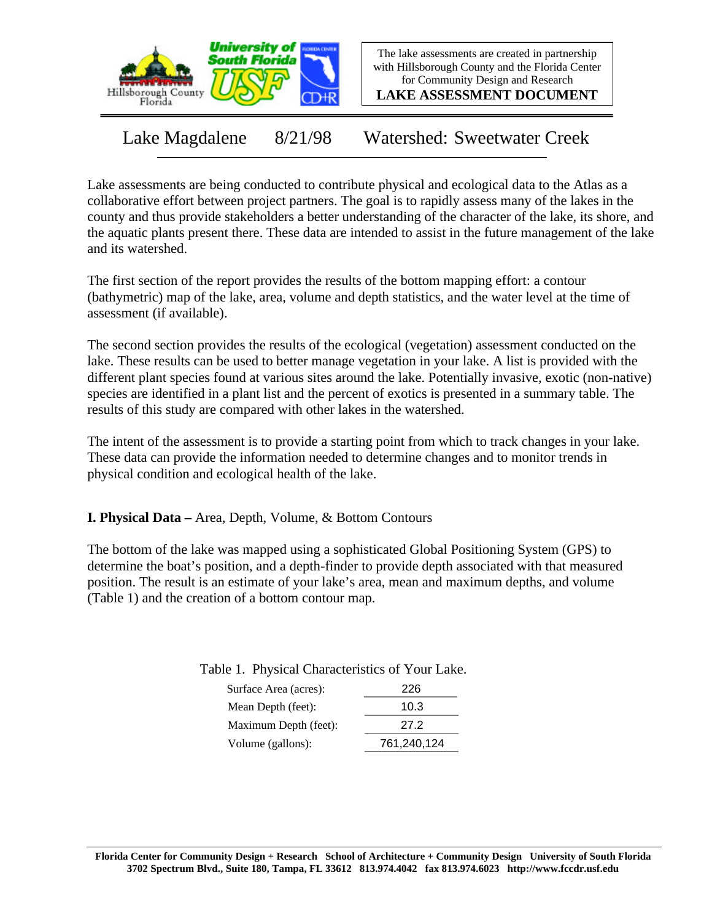The lake assessments are created in partnership with Hillsborough County and the Florida Center for Community Design and Research

**LAKE ASSESSMENT DOCUMENT**

# Lake Magdalene 8/21/98 Watershed: Sweetwater Creek

Lake assessments are being conducted to contribute physical and ecological data to the Atlas as a collaborative effort between project partners. The goal is to rapidly assess many of the lakes in the county and thus provide stakeholders a better understanding of the character of the lake, its shore, and the aquatic plants present there. These data are intended to assist in the future management of the lake and its watershed.

The first section of the report provides the results of the bottom mapping effort: a contour (bathymetric) map of the lake, area, volume and depth statistics, and the water level at the time of assessment (if available).

The second section provides the results of the ecological (vegetation) assessment conducted on the lake. These results can be used to better manage vegetation in your lake. A list is provided with the different plant species found at various sites around the lake. Potentially invasive, exotic (non-native) species are identified in a plant list and the percent of exotics is presented in a summary table. The results of this study are compared with other lakes in the watershed.

The intent of the assessment is to provide a starting point from which to track changes in your lake. These data can provide the information needed to determine changes and to monitor trends in physical condition and ecological health of the lake.

## I. Physical Data – Area, Depth, Volume, & Bottom Contours

The bottom of the lake was mapped using a sophisticated Global Positioning System (GPS) to determine the boat's position, and a depth-finder to provide depth associated with that measured position. The result is an estimate of your lake's area, mean and maximum depths, and volume (Table 1) and the creation of a bottom contour map.

Table 1. Physical Characteristics of Your Lake.

| | |
|---|---|
| Surface Area (acres): | 226 |
| Mean Depth (feet): | 10.3 |
| Maximum Depth (feet): | 27.2 |
| Volume (gallons): | 761,240,124 |

**Florida Center for Community Design + Research School of Architecture + Community Design University of South Florida**
**3702 Spectrum Blvd., Suite 180, Tampa, FL 33612 813.974.4042 fax 813.974.6023 http://www.fccdr.usf.edu**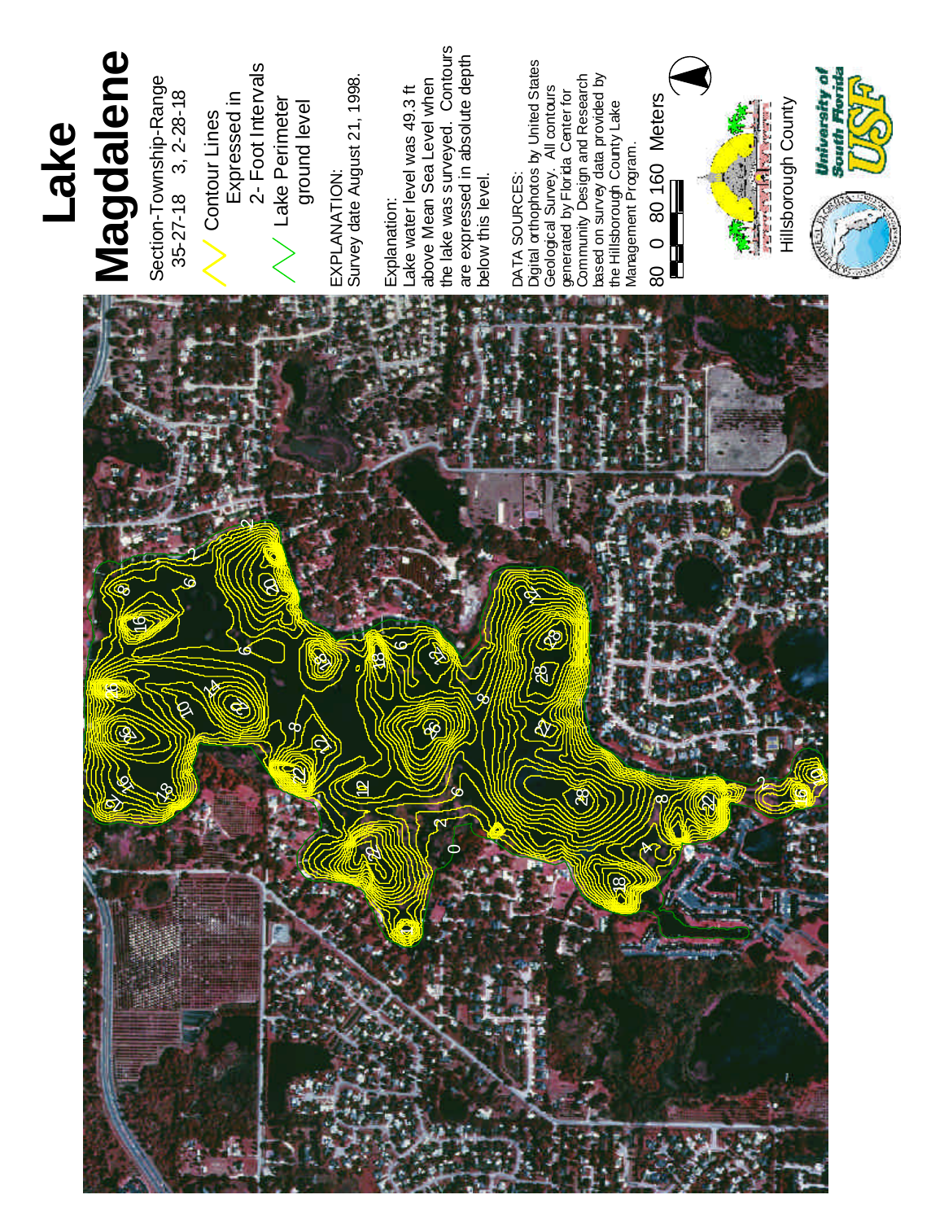# Lake Magdalene

Section-Township-Range
35-27-18 3, 2-28-18

Contour Lines
Expressed in
2- Foot Intervals

Lake Perimeter
ground level

EXPLANATION:
Survey date August 21, 1998.

Explanation:
Lake water level was 49.3 ft above Mean Sea Level when the lake was surveyed. Contours are expressed in absolute depth below this level.

DATA SOURCES:
Digital orthophotos by United States Geological Survey. All contours generated by Florida Center for Community Design and Research based on survey data provided by the Hillsborough County Lake Management Program.

80 0 80 160 Meters

Hillsborough County

University of South Florida USF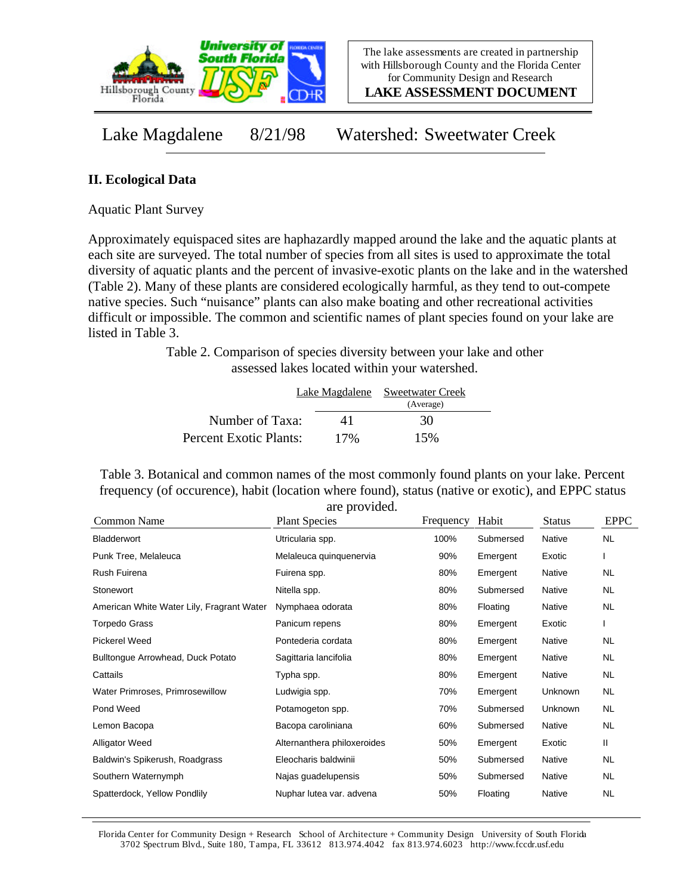The lake assessments are created in partnership with Hillsborough County and the Florida Center for Community Design and Research

**LAKE ASSESSMENT DOCUMENT**

Lake Magdalene 8/21/98 Watershed: Sweetwater Creek

## II. Ecological Data

Aquatic Plant Survey

Approximately equispaced sites are haphazardly mapped around the lake and the aquatic plants at each site are surveyed. The total number of species from all sites is used to approximate the total diversity of aquatic plants and the percent of invasive-exotic plants on the lake and in the watershed (Table 2). Many of these plants are considered ecologically harmful, as they tend to out-compete native species. Such "nuisance" plants can also make boating and other recreational activities difficult or impossible. The common and scientific names of plant species found on your lake are listed in Table 3.

Table 2. Comparison of species diversity between your lake and other assessed lakes located within your watershed.

| | Lake Magdalene | Sweetwater Creek (Average) |
|---|---|---|
| Number of Taxa: | 41 | 30 |
| Percent Exotic Plants: | 17% | 15% |

Table 3. Botanical and common names of the most commonly found plants on your lake. Percent frequency (of occurence), habit (location where found), status (native or exotic), and EPPC status are provided.

| Common Name | Plant Species | Frequency | Habit | Status | EPPC |
|---|---|---|---|---|---|
| Bladderwort | Utricularia spp. | 100% | Submersed | Native | NL |
| Punk Tree, Melaleuca | Melaleuca quinquenervia | 90% | Emergent | Exotic | I |
| Rush Fuirena | Fuirena spp. | 80% | Emergent | Native | NL |
| Stonewort | Nitella spp. | 80% | Submersed | Native | NL |
| American White Water Lily, Fragrant Water | Nymphaea odorata | 80% | Floating | Native | NL |
| Torpedo Grass | Panicum repens | 80% | Emergent | Exotic | I |
| Pickerel Weed | Pontederia cordata | 80% | Emergent | Native | NL |
| Bulltongue Arrowhead, Duck Potato | Sagittaria lancifolia | 80% | Emergent | Native | NL |
| Cattails | Typha spp. | 80% | Emergent | Native | NL |
| Water Primroses, Primrosewillow | Ludwigia spp. | 70% | Emergent | Unknown | NL |
| Pond Weed | Potamogeton spp. | 70% | Submersed | Unknown | NL |
| Lemon Bacopa | Bacopa caroliniana | 60% | Submersed | Native | NL |
| Alligator Weed | Alternanthera philoxeroides | 50% | Emergent | Exotic | II |
| Baldwin's Spikerush, Roadgrass | Eleocharis baldwinii | 50% | Submersed | Native | NL |
| Southern Waternymph | Najas guadelupensis | 50% | Submersed | Native | NL |
| Spatterdock, Yellow Pondlily | Nuphar lutea var. advena | 50% | Floating | Native | NL |

Florida Center for Community Design + Research School of Architecture + Community Design University of South Florida 3702 Spectrum Blvd., Suite 180, Tampa, FL 33612 813.974.4042 fax 813.974.6023 http://www.fccdr.usf.edu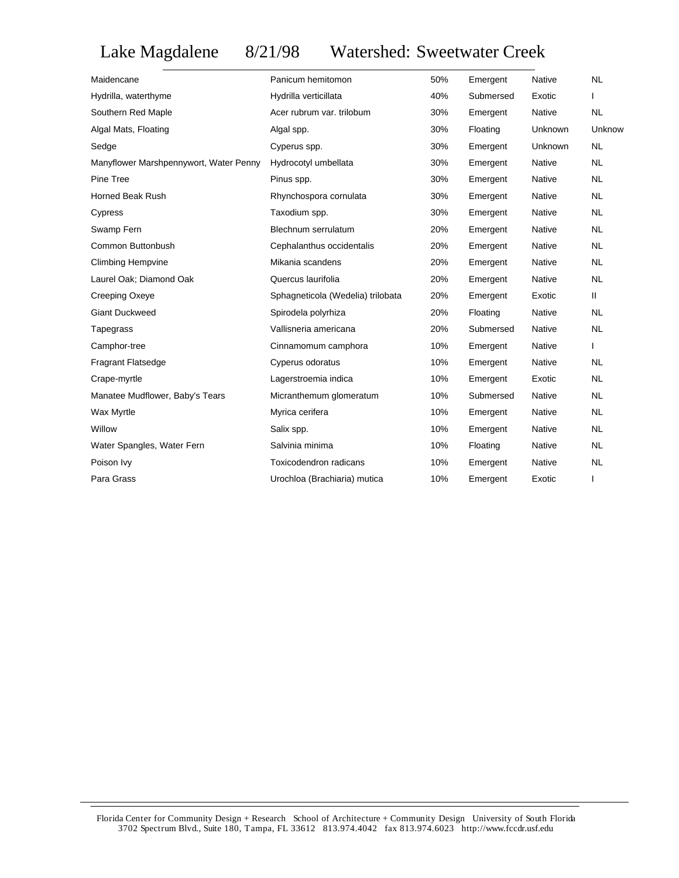# Lake Magdalene 8/21/98 Watershed: Sweetwater Creek

| | | | | | |
|---|---|---|---|---|---|
| Maidencane | Panicum hemitomon | 50% | Emergent | Native | NL |
| Hydrilla, waterthyme | Hydrilla verticillata | 40% | Submersed | Exotic | I |
| Southern Red Maple | Acer rubrum var. trilobum | 30% | Emergent | Native | NL |
| Algal Mats, Floating | Algal spp. | 30% | Floating | Unknown | Unknow |
| Sedge | Cyperus spp. | 30% | Emergent | Unknown | NL |
| Manyflower Marshpennywort, Water Penny | Hydrocotyl umbellata | 30% | Emergent | Native | NL |
| Pine Tree | Pinus spp. | 30% | Emergent | Native | NL |
| Horned Beak Rush | Rhynchospora cornulata | 30% | Emergent | Native | NL |
| Cypress | Taxodium spp. | 30% | Emergent | Native | NL |
| Swamp Fern | Blechnum serrulatum | 20% | Emergent | Native | NL |
| Common Buttonbush | Cephalanthus occidentalis | 20% | Emergent | Native | NL |
| Climbing Hempvine | Mikania scandens | 20% | Emergent | Native | NL |
| Laurel Oak; Diamond Oak | Quercus laurifolia | 20% | Emergent | Native | NL |
| Creeping Oxeye | Sphagneticola (Wedelia) trilobata | 20% | Emergent | Exotic | II |
| Giant Duckweed | Spirodela polyrhiza | 20% | Floating | Native | NL |
| Tapegrass | Vallisneria americana | 20% | Submersed | Native | NL |
| Camphor-tree | Cinnamomum camphora | 10% | Emergent | Native | I |
| Fragrant Flatsedge | Cyperus odoratus | 10% | Emergent | Native | NL |
| Crape-myrtle | Lagerstroemia indica | 10% | Emergent | Exotic | NL |
| Manatee Mudflower, Baby's Tears | Micranthemum glomeratum | 10% | Submersed | Native | NL |
| Wax Myrtle | Myrica cerifera | 10% | Emergent | Native | NL |
| Willow | Salix spp. | 10% | Emergent | Native | NL |
| Water Spangles, Water Fern | Salvinia minima | 10% | Floating | Native | NL |
| Poison Ivy | Toxicodendron radicans | 10% | Emergent | Native | NL |
| Para Grass | Urochloa (Brachiaria) mutica | 10% | Emergent | Exotic | I |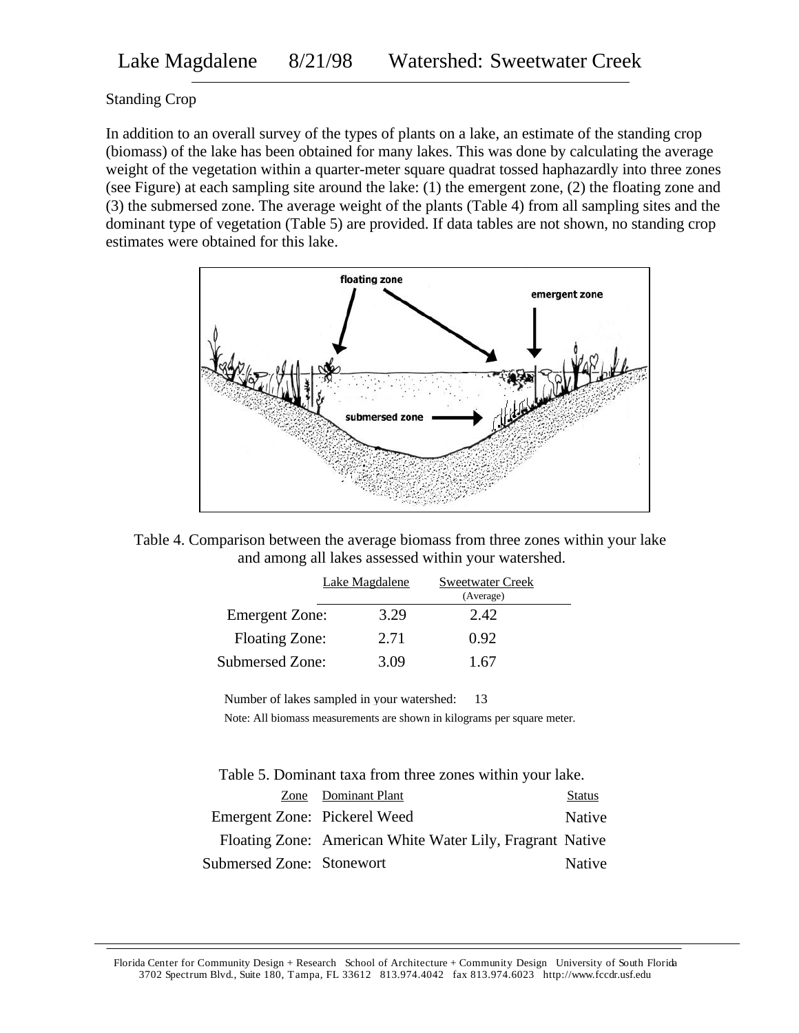# Lake Magdalene 8/21/98 Watershed: Sweetwater Creek

Standing Crop

In addition to an overall survey of the types of plants on a lake, an estimate of the standing crop (biomass) of the lake has been obtained for many lakes. This was done by calculating the average weight of the vegetation within a quarter-meter square quadrat tossed haphazardly into three zones (see Figure) at each sampling site around the lake: (1) the emergent zone, (2) the floating zone and (3) the submersed zone. The average weight of the plants (Table 4) from all sampling sites and the dominant type of vegetation (Table 5) are provided. If data tables are not shown, no standing crop estimates were obtained for this lake.

floating zone

emergent zone

submersed zone

Table 4. Comparison between the average biomass from three zones within your lake and among all lakes assessed within your watershed.

| | Lake Magdalene | Sweetwater Creek (Average) |
|---|---|---|
| Emergent Zone: | 3.29 | 2.42 |
| Floating Zone: | 2.71 | 0.92 |
| Submersed Zone: | 3.09 | 1.67 |

Number of lakes sampled in your watershed: 13

Note: All biomass measurements are shown in kilograms per square meter.

Table 5. Dominant taxa from three zones within your lake.

| Zone | Dominant Plant | Status |
|---|---|---|
| Emergent Zone: | Pickerel Weed | Native |
| Floating Zone: | American White Water Lily, Fragrant | Native |
| Submersed Zone: | Stonewort | Native |